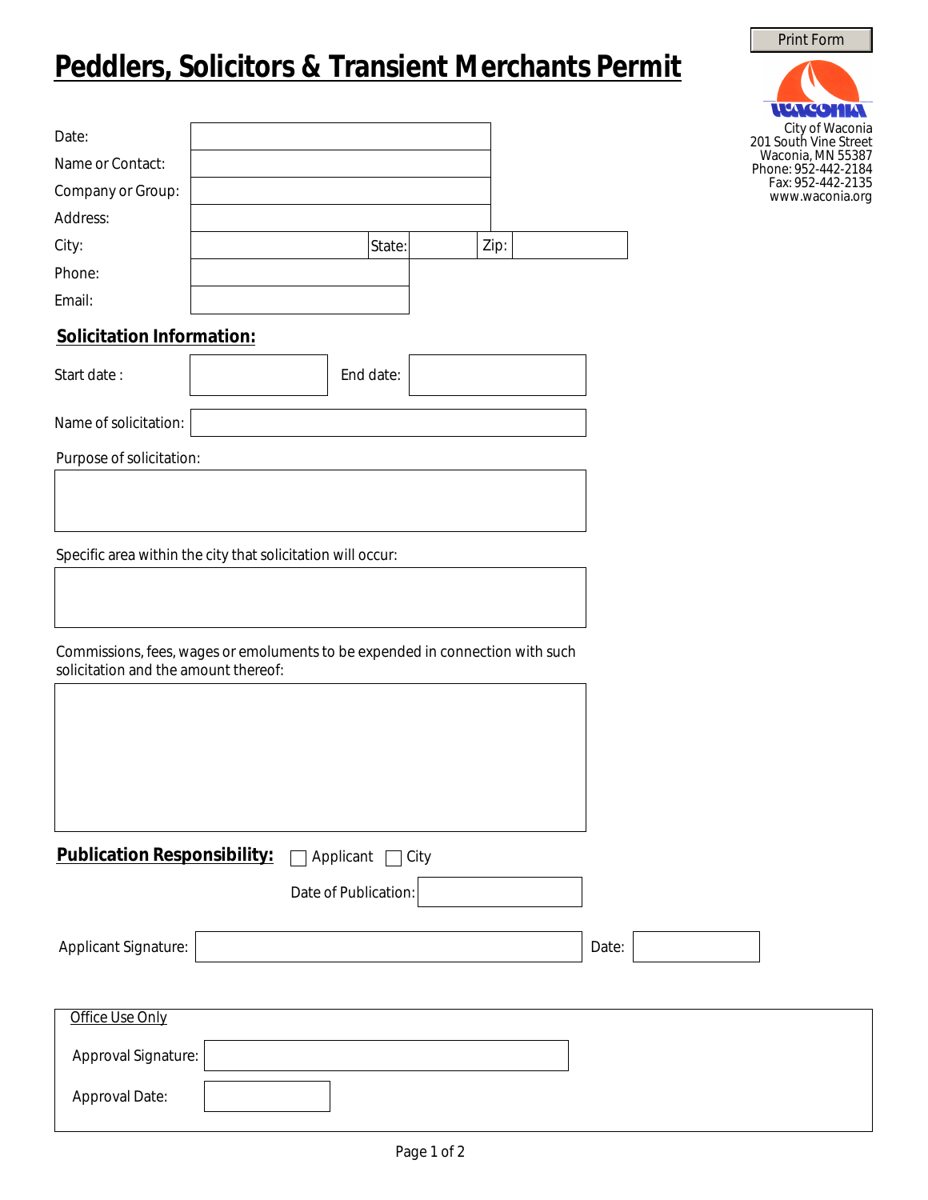# Peddlers, Solicitors & Transient Merchants Permit

City of Waconia
201 South Vine Street
Waconia, MN 55387
Phone: 952-442-2184
Fax: 952-442-2135
www.waconia.org

Date:

Name or Contact:

Company or Group:

Address:

City: State: Zip:

Phone:

Email:

## Solicitation Information:

Start date : End date:

Name of solicitation:

Purpose of solicitation:

Specific area within the city that solicitation will occur:

Commissions, fees, wages or emoluments to be expended in connection with such solicitation and the amount thereof:

**Publication Responsibility:** ☐ Applicant ☐ City

Date of Publication:

Applicant Signature: Date:

Office Use Only

Approval Signature:

Approval Date: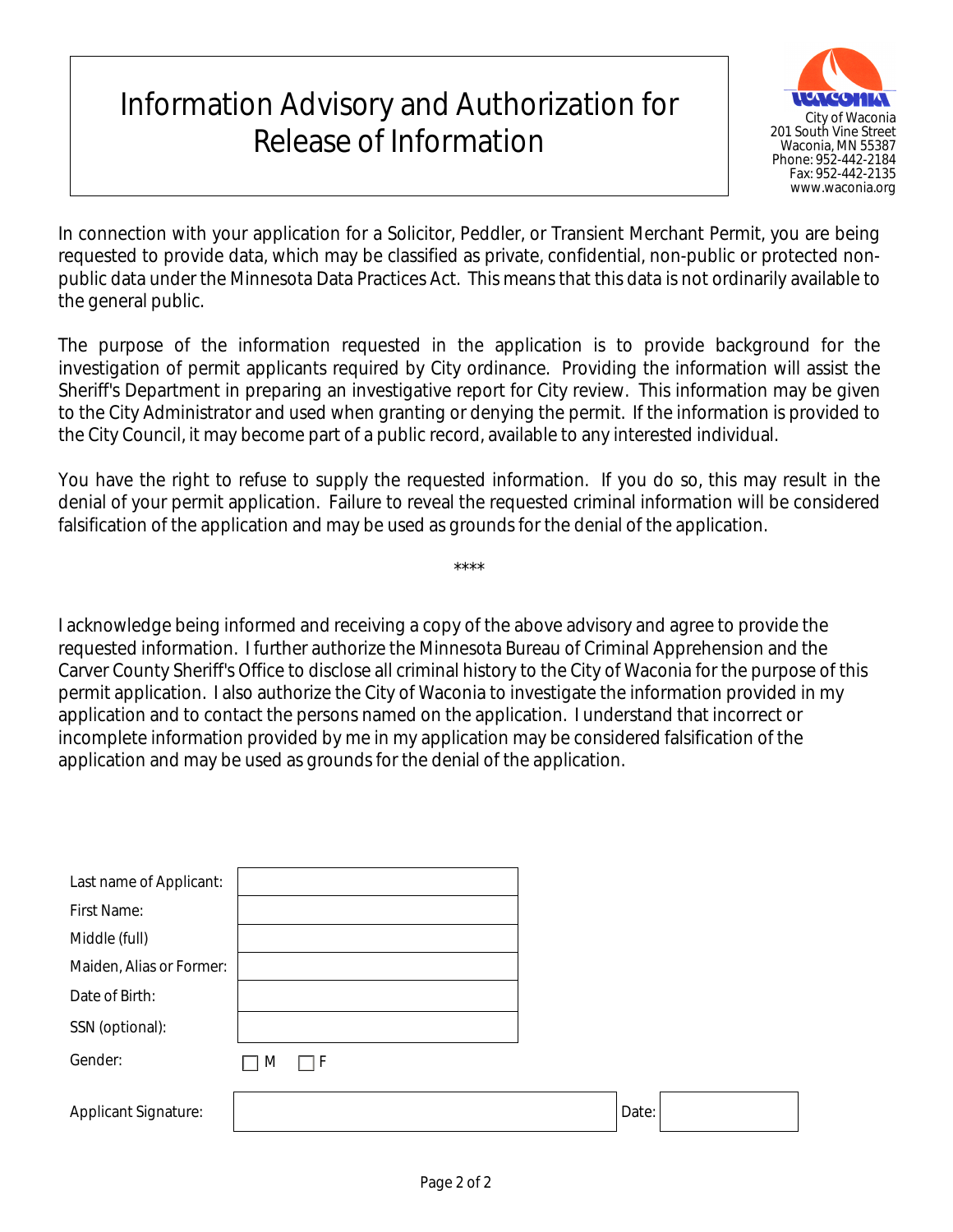# Information Advisory and Authorization for Release of Information

City of Waconia
201 South Vine Street
Waconia, MN 55387
Phone: 952-442-2184
Fax: 952-442-2135
www.waconia.org

In connection with your application for a Solicitor, Peddler, or Transient Merchant Permit, you are being requested to provide data, which may be classified as private, confidential, non-public or protected non-public data under the Minnesota Data Practices Act. This means that this data is not ordinarily available to the general public.

The purpose of the information requested in the application is to provide background for the investigation of permit applicants required by City ordinance. Providing the information will assist the Sheriff's Department in preparing an investigative report for City review. This information may be given to the City Administrator and used when granting or denying the permit. If the information is provided to the City Council, it may become part of a public record, available to any interested individual.

You have the right to refuse to supply the requested information. If you do so, this may result in the denial of your permit application. Failure to reveal the requested criminal information will be considered falsification of the application and may be used as grounds for the denial of the application.

****

I acknowledge being informed and receiving a copy of the above advisory and agree to provide the requested information. I further authorize the Minnesota Bureau of Criminal Apprehension and the Carver County Sheriff's Office to disclose all criminal history to the City of Waconia for the purpose of this permit application. I also authorize the City of Waconia to investigate the information provided in my application and to contact the persons named on the application. I understand that incorrect or incomplete information provided by me in my application may be considered falsification of the application and may be used as grounds for the denial of the application.

| | |
|---|---|
| Last name of Applicant: | |
| First Name: | |
| Middle (full) | |
| Maiden, Alias or Former: | |
| Date of Birth: | |
| SSN (optional): | |
| Gender: | ☐ M ☐ F |

| | | | |
|---|---|---|---|
| Applicant Signature: | | Date: | |